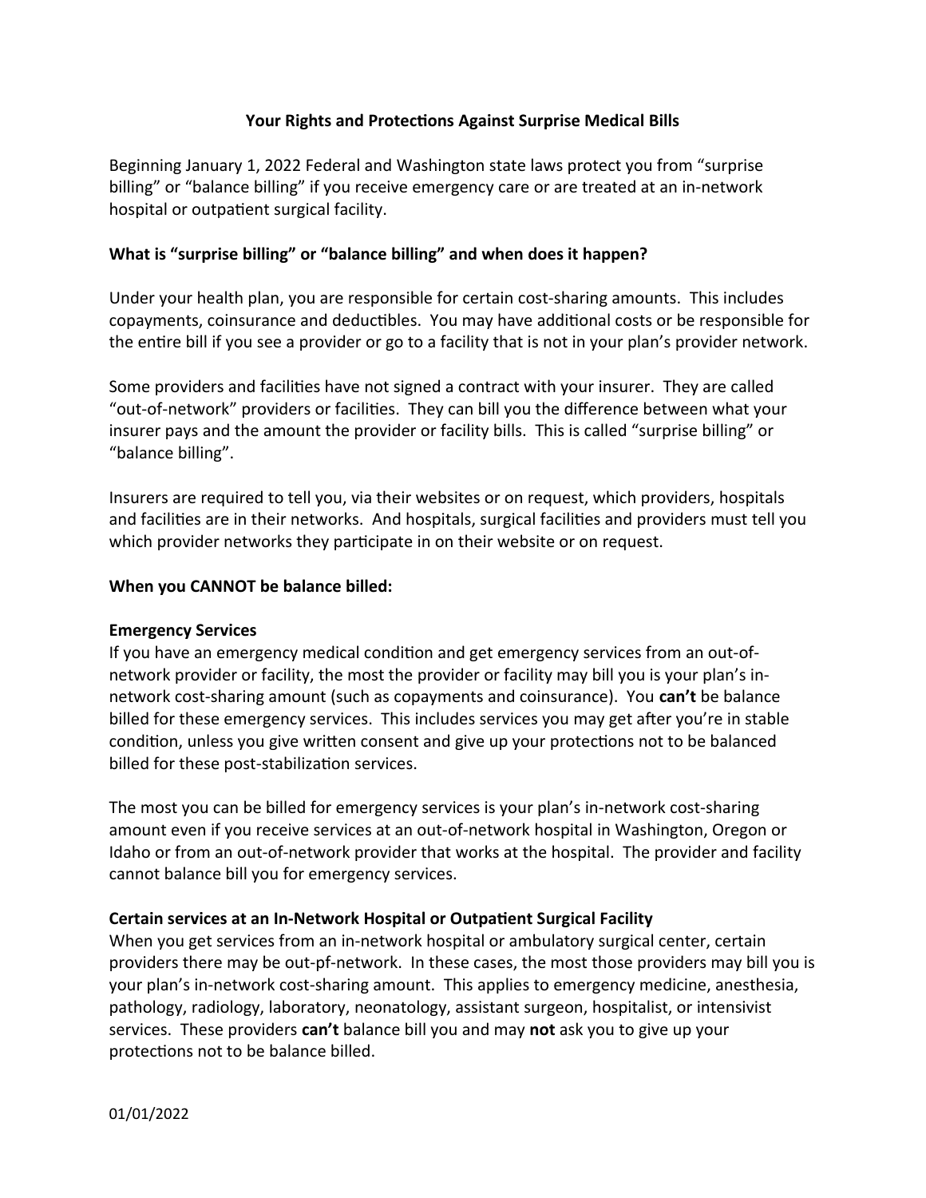# Your Rights and Protections Against Surprise Medical Bills

Beginning January 1, 2022 Federal and Washington state laws protect you from "surprise billing" or "balance billing" if you receive emergency care or are treated at an in-network hospital or outpatient surgical facility.

## What is "surprise billing" or "balance billing" and when does it happen?

Under your health plan, you are responsible for certain cost-sharing amounts. This includes copayments, coinsurance and deductibles. You may have additional costs or be responsible for the entire bill if you see a provider or go to a facility that is not in your plan's provider network.

Some providers and facilities have not signed a contract with your insurer. They are called "out-of-network" providers or facilities. They can bill you the difference between what your insurer pays and the amount the provider or facility bills. This is called "surprise billing" or "balance billing".

Insurers are required to tell you, via their websites or on request, which providers, hospitals and facilities are in their networks. And hospitals, surgical facilities and providers must tell you which provider networks they participate in on their website or on request.

## When you CANNOT be balance billed:

### Emergency Services

If you have an emergency medical condition and get emergency services from an out-of-network provider or facility, the most the provider or facility may bill you is your plan's in-network cost-sharing amount (such as copayments and coinsurance). You **can't** be balance billed for these emergency services. This includes services you may get after you're in stable condition, unless you give written consent and give up your protections not to be balanced billed for these post-stabilization services.

The most you can be billed for emergency services is your plan's in-network cost-sharing amount even if you receive services at an out-of-network hospital in Washington, Oregon or Idaho or from an out-of-network provider that works at the hospital. The provider and facility cannot balance bill you for emergency services.

### Certain services at an In-Network Hospital or Outpatient Surgical Facility

When you get services from an in-network hospital or ambulatory surgical center, certain providers there may be out-pf-network. In these cases, the most those providers may bill you is your plan's in-network cost-sharing amount. This applies to emergency medicine, anesthesia, pathology, radiology, laboratory, neonatology, assistant surgeon, hospitalist, or intensivist services. These providers **can't** balance bill you and may **not** ask you to give up your protections not to be balance billed.

01/01/2022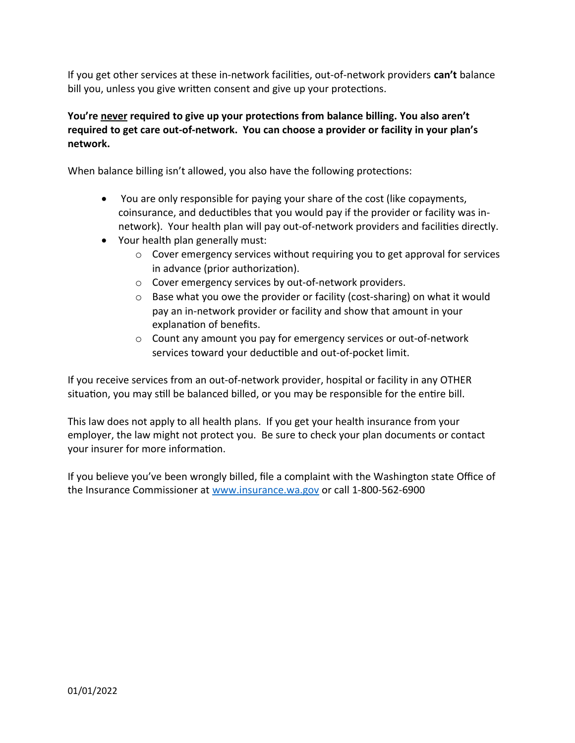If you get other services at these in-network facilities, out-of-network providers **can't** balance bill you, unless you give written consent and give up your protections.

**You're <u>never</u> required to give up your protections from balance billing. You also aren't required to get care out-of-network. You can choose a provider or facility in your plan's network.**

When balance billing isn't allowed, you also have the following protections:

- You are only responsible for paying your share of the cost (like copayments, coinsurance, and deductibles that you would pay if the provider or facility was in-network). Your health plan will pay out-of-network providers and facilities directly.
- Your health plan generally must:
  - Cover emergency services without requiring you to get approval for services in advance (prior authorization).
  - Cover emergency services by out-of-network providers.
  - Base what you owe the provider or facility (cost-sharing) on what it would pay an in-network provider or facility and show that amount in your explanation of benefits.
  - Count any amount you pay for emergency services or out-of-network services toward your deductible and out-of-pocket limit.

If you receive services from an out-of-network provider, hospital or facility in any OTHER situation, you may still be balanced billed, or you may be responsible for the entire bill.

This law does not apply to all health plans. If you get your health insurance from your employer, the law might not protect you. Be sure to check your plan documents or contact your insurer for more information.

If you believe you've been wrongly billed, file a complaint with the Washington state Office of the Insurance Commissioner at [www.insurance.wa.gov](http://www.insurance.wa.gov) or call 1-800-562-6900

01/01/2022